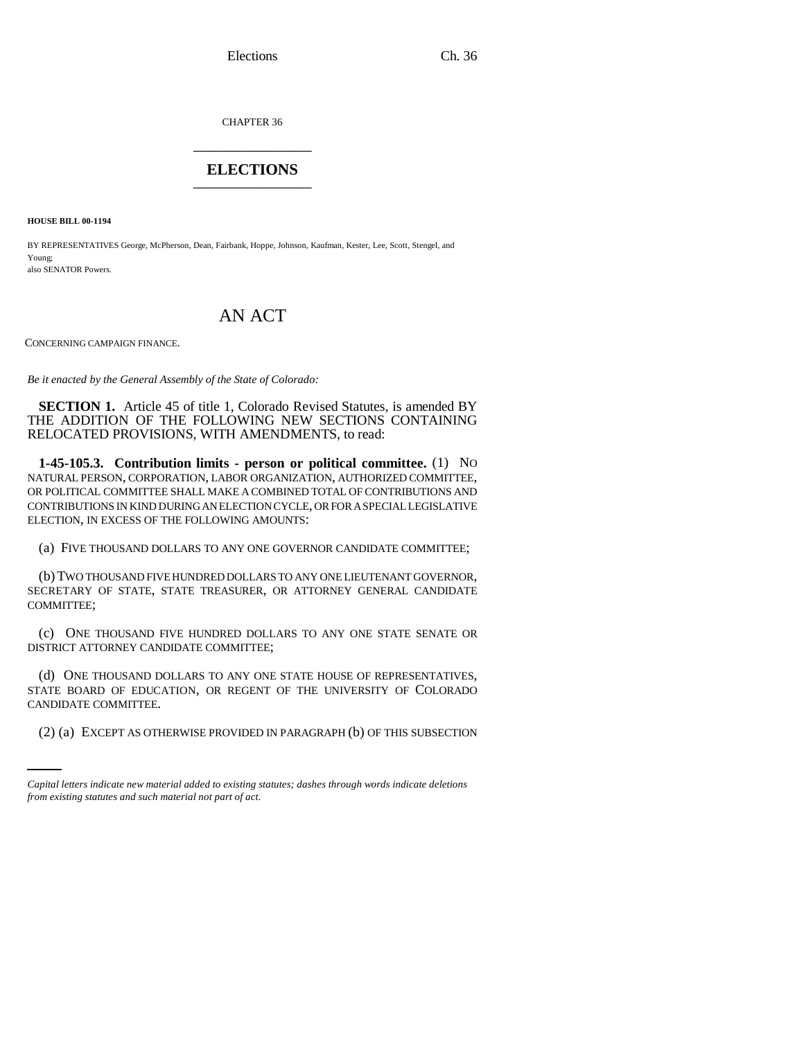CHAPTER 36

# ELECTIONS

**HOUSE BILL 00-1194**

BY REPRESENTATIVES George, McPherson, Dean, Fairbank, Hoppe, Johnson, Kaufman, Kester, Lee, Scott, Stengel, and Young;
also SENATOR Powers.

# AN ACT

CONCERNING CAMPAIGN FINANCE.

*Be it enacted by the General Assembly of the State of Colorado:*

**SECTION 1.** Article 45 of title 1, Colorado Revised Statutes, is amended BY THE ADDITION OF THE FOLLOWING NEW SECTIONS CONTAINING RELOCATED PROVISIONS, WITH AMENDMENTS, to read:

**1-45-105.3. Contribution limits - person or political committee.** (1) NO NATURAL PERSON, CORPORATION, LABOR ORGANIZATION, AUTHORIZED COMMITTEE, OR POLITICAL COMMITTEE SHALL MAKE A COMBINED TOTAL OF CONTRIBUTIONS AND CONTRIBUTIONS IN KIND DURING AN ELECTION CYCLE, OR FOR A SPECIAL LEGISLATIVE ELECTION, IN EXCESS OF THE FOLLOWING AMOUNTS:

(a) FIVE THOUSAND DOLLARS TO ANY ONE GOVERNOR CANDIDATE COMMITTEE;

(b) TWO THOUSAND FIVE HUNDRED DOLLARS TO ANY ONE LIEUTENANT GOVERNOR, SECRETARY OF STATE, STATE TREASURER, OR ATTORNEY GENERAL CANDIDATE COMMITTEE;

(c) ONE THOUSAND FIVE HUNDRED DOLLARS TO ANY ONE STATE SENATE OR DISTRICT ATTORNEY CANDIDATE COMMITTEE;

(d) ONE THOUSAND DOLLARS TO ANY ONE STATE HOUSE OF REPRESENTATIVES, STATE BOARD OF EDUCATION, OR REGENT OF THE UNIVERSITY OF COLORADO CANDIDATE COMMITTEE.

(2) (a) EXCEPT AS OTHERWISE PROVIDED IN PARAGRAPH (b) OF THIS SUBSECTION

---

*Capital letters indicate new material added to existing statutes; dashes through words indicate deletions from existing statutes and such material not part of act.*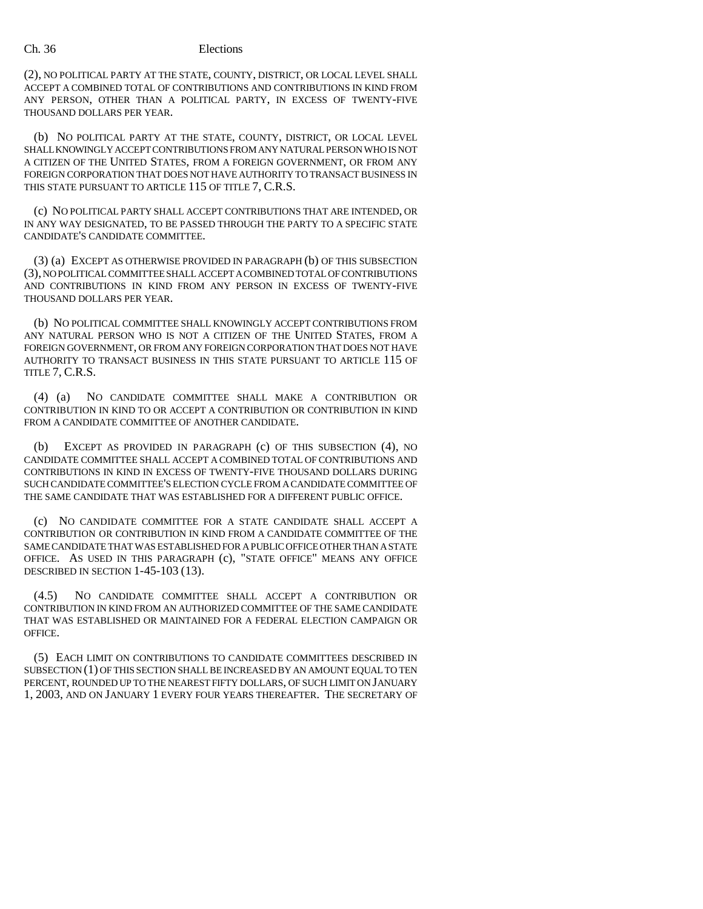(2), NO POLITICAL PARTY AT THE STATE, COUNTY, DISTRICT, OR LOCAL LEVEL SHALL ACCEPT A COMBINED TOTAL OF CONTRIBUTIONS AND CONTRIBUTIONS IN KIND FROM ANY PERSON, OTHER THAN A POLITICAL PARTY, IN EXCESS OF TWENTY-FIVE THOUSAND DOLLARS PER YEAR.

(b) NO POLITICAL PARTY AT THE STATE, COUNTY, DISTRICT, OR LOCAL LEVEL SHALL KNOWINGLY ACCEPT CONTRIBUTIONS FROM ANY NATURAL PERSON WHO IS NOT A CITIZEN OF THE UNITED STATES, FROM A FOREIGN GOVERNMENT, OR FROM ANY FOREIGN CORPORATION THAT DOES NOT HAVE AUTHORITY TO TRANSACT BUSINESS IN THIS STATE PURSUANT TO ARTICLE 115 OF TITLE 7, C.R.S.

(c) NO POLITICAL PARTY SHALL ACCEPT CONTRIBUTIONS THAT ARE INTENDED, OR IN ANY WAY DESIGNATED, TO BE PASSED THROUGH THE PARTY TO A SPECIFIC STATE CANDIDATE'S CANDIDATE COMMITTEE.

(3) (a) EXCEPT AS OTHERWISE PROVIDED IN PARAGRAPH (b) OF THIS SUBSECTION (3), NO POLITICAL COMMITTEE SHALL ACCEPT A COMBINED TOTAL OF CONTRIBUTIONS AND CONTRIBUTIONS IN KIND FROM ANY PERSON IN EXCESS OF TWENTY-FIVE THOUSAND DOLLARS PER YEAR.

(b) NO POLITICAL COMMITTEE SHALL KNOWINGLY ACCEPT CONTRIBUTIONS FROM ANY NATURAL PERSON WHO IS NOT A CITIZEN OF THE UNITED STATES, FROM A FOREIGN GOVERNMENT, OR FROM ANY FOREIGN CORPORATION THAT DOES NOT HAVE AUTHORITY TO TRANSACT BUSINESS IN THIS STATE PURSUANT TO ARTICLE 115 OF TITLE 7, C.R.S.

(4) (a) NO CANDIDATE COMMITTEE SHALL MAKE A CONTRIBUTION OR CONTRIBUTION IN KIND TO OR ACCEPT A CONTRIBUTION OR CONTRIBUTION IN KIND FROM A CANDIDATE COMMITTEE OF ANOTHER CANDIDATE.

(b) EXCEPT AS PROVIDED IN PARAGRAPH (c) OF THIS SUBSECTION (4), NO CANDIDATE COMMITTEE SHALL ACCEPT A COMBINED TOTAL OF CONTRIBUTIONS AND CONTRIBUTIONS IN KIND IN EXCESS OF TWENTY-FIVE THOUSAND DOLLARS DURING SUCH CANDIDATE COMMITTEE'S ELECTION CYCLE FROM A CANDIDATE COMMITTEE OF THE SAME CANDIDATE THAT WAS ESTABLISHED FOR A DIFFERENT PUBLIC OFFICE.

(c) NO CANDIDATE COMMITTEE FOR A STATE CANDIDATE SHALL ACCEPT A CONTRIBUTION OR CONTRIBUTION IN KIND FROM A CANDIDATE COMMITTEE OF THE SAME CANDIDATE THAT WAS ESTABLISHED FOR A PUBLIC OFFICE OTHER THAN A STATE OFFICE. AS USED IN THIS PARAGRAPH (c), "STATE OFFICE" MEANS ANY OFFICE DESCRIBED IN SECTION 1-45-103 (13).

(4.5) NO CANDIDATE COMMITTEE SHALL ACCEPT A CONTRIBUTION OR CONTRIBUTION IN KIND FROM AN AUTHORIZED COMMITTEE OF THE SAME CANDIDATE THAT WAS ESTABLISHED OR MAINTAINED FOR A FEDERAL ELECTION CAMPAIGN OR OFFICE.

(5) EACH LIMIT ON CONTRIBUTIONS TO CANDIDATE COMMITTEES DESCRIBED IN SUBSECTION (1) OF THIS SECTION SHALL BE INCREASED BY AN AMOUNT EQUAL TO TEN PERCENT, ROUNDED UP TO THE NEAREST FIFTY DOLLARS, OF SUCH LIMIT ON JANUARY 1, 2003, AND ON JANUARY 1 EVERY FOUR YEARS THEREAFTER. THE SECRETARY OF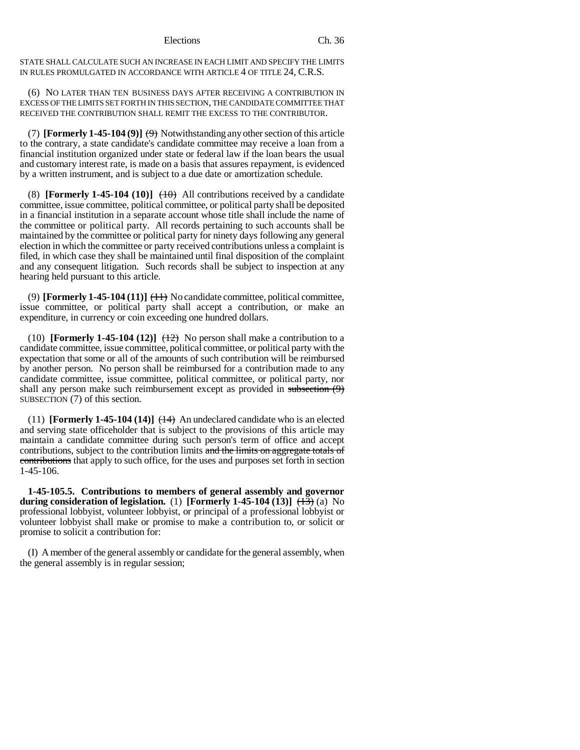STATE SHALL CALCULATE SUCH AN INCREASE IN EACH LIMIT AND SPECIFY THE LIMITS IN RULES PROMULGATED IN ACCORDANCE WITH ARTICLE 4 OF TITLE 24, C.R.S.

(6) NO LATER THAN TEN BUSINESS DAYS AFTER RECEIVING A CONTRIBUTION IN EXCESS OF THE LIMITS SET FORTH IN THIS SECTION, THE CANDIDATE COMMITTEE THAT RECEIVED THE CONTRIBUTION SHALL REMIT THE EXCESS TO THE CONTRIBUTOR.

(7) **[Formerly 1-45-104 (9)]** ~~(9)~~ Notwithstanding any other section of this article to the contrary, a state candidate's candidate committee may receive a loan from a financial institution organized under state or federal law if the loan bears the usual and customary interest rate, is made on a basis that assures repayment, is evidenced by a written instrument, and is subject to a due date or amortization schedule.

(8) **[Formerly 1-45-104 (10)]** ~~(10)~~ All contributions received by a candidate committee, issue committee, political committee, or political party shall be deposited in a financial institution in a separate account whose title shall include the name of the committee or political party. All records pertaining to such accounts shall be maintained by the committee or political party for ninety days following any general election in which the committee or party received contributions unless a complaint is filed, in which case they shall be maintained until final disposition of the complaint and any consequent litigation. Such records shall be subject to inspection at any hearing held pursuant to this article.

(9) **[Formerly 1-45-104 (11)]** ~~(11)~~ No candidate committee, political committee, issue committee, or political party shall accept a contribution, or make an expenditure, in currency or coin exceeding one hundred dollars.

(10) **[Formerly 1-45-104 (12)]** ~~(12)~~ No person shall make a contribution to a candidate committee, issue committee, political committee, or political party with the expectation that some or all of the amounts of such contribution will be reimbursed by another person. No person shall be reimbursed for a contribution made to any candidate committee, issue committee, political committee, or political party, nor shall any person make such reimbursement except as provided in ~~subsection (9)~~ SUBSECTION (7) of this section.

(11) **[Formerly 1-45-104 (14)]** ~~(14)~~ An undeclared candidate who is an elected and serving state officeholder that is subject to the provisions of this article may maintain a candidate committee during such person's term of office and accept contributions, subject to the contribution limits ~~and the limits on aggregate totals of contributions~~ that apply to such office, for the uses and purposes set forth in section 1-45-106.

**1-45-105.5. Contributions to members of general assembly and governor during consideration of legislation.** (1) **[Formerly 1-45-104 (13)]** ~~(13)~~ (a) No professional lobbyist, volunteer lobbyist, or principal of a professional lobbyist or volunteer lobbyist shall make or promise to make a contribution to, or solicit or promise to solicit a contribution for:

(I) A member of the general assembly or candidate for the general assembly, when the general assembly is in regular session;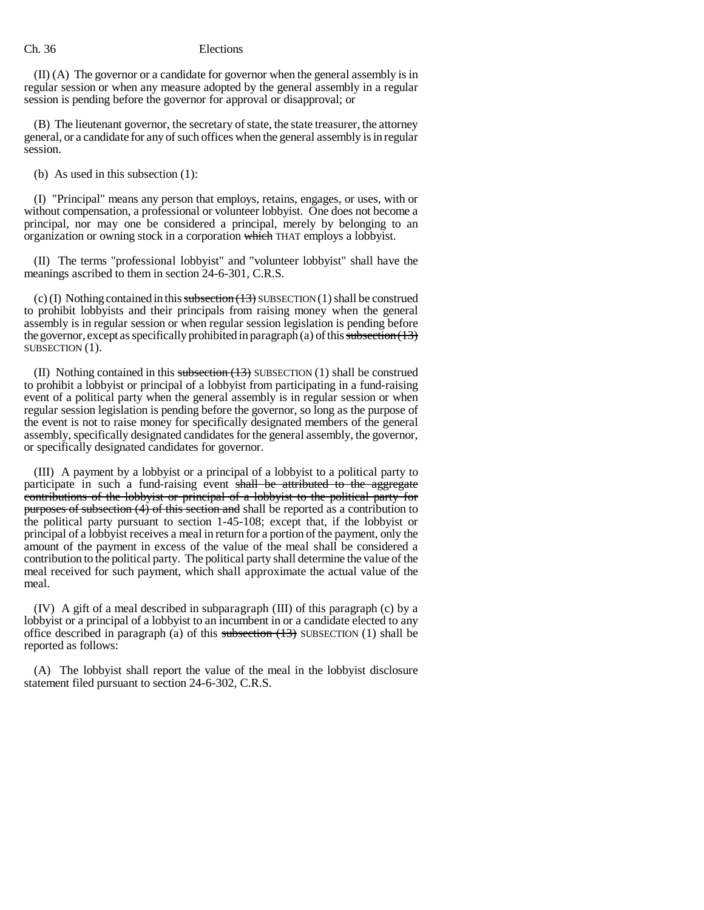(II) (A) The governor or a candidate for governor when the general assembly is in regular session or when any measure adopted by the general assembly in a regular session is pending before the governor for approval or disapproval; or

(B) The lieutenant governor, the secretary of state, the state treasurer, the attorney general, or a candidate for any of such offices when the general assembly is in regular session.

(b) As used in this subsection (1):

(I) "Principal" means any person that employs, retains, engages, or uses, with or without compensation, a professional or volunteer lobbyist. One does not become a principal, nor may one be considered a principal, merely by belonging to an organization or owning stock in a corporation ~~which~~ THAT employs a lobbyist.

(II) The terms "professional lobbyist" and "volunteer lobbyist" shall have the meanings ascribed to them in section 24-6-301, C.R.S.

(c) (I) Nothing contained in this ~~subsection (13)~~ SUBSECTION (1) shall be construed to prohibit lobbyists and their principals from raising money when the general assembly is in regular session or when regular session legislation is pending before the governor, except as specifically prohibited in paragraph (a) of this ~~subsection (13)~~ SUBSECTION (1).

(II) Nothing contained in this ~~subsection (13)~~ SUBSECTION (1) shall be construed to prohibit a lobbyist or principal of a lobbyist from participating in a fund-raising event of a political party when the general assembly is in regular session or when regular session legislation is pending before the governor, so long as the purpose of the event is not to raise money for specifically designated members of the general assembly, specifically designated candidates for the general assembly, the governor, or specifically designated candidates for governor.

(III) A payment by a lobbyist or a principal of a lobbyist to a political party to participate in such a fund-raising event ~~shall be attributed to the aggregate contributions of the lobbyist or principal of a lobbyist to the political party for purposes of subsection (4) of this section and~~ shall be reported as a contribution to the political party pursuant to section 1-45-108; except that, if the lobbyist or principal of a lobbyist receives a meal in return for a portion of the payment, only the amount of the payment in excess of the value of the meal shall be considered a contribution to the political party. The political party shall determine the value of the meal received for such payment, which shall approximate the actual value of the meal.

(IV) A gift of a meal described in subparagraph (III) of this paragraph (c) by a lobbyist or a principal of a lobbyist to an incumbent in or a candidate elected to any office described in paragraph (a) of this ~~subsection (13)~~ SUBSECTION (1) shall be reported as follows:

(A) The lobbyist shall report the value of the meal in the lobbyist disclosure statement filed pursuant to section 24-6-302, C.R.S.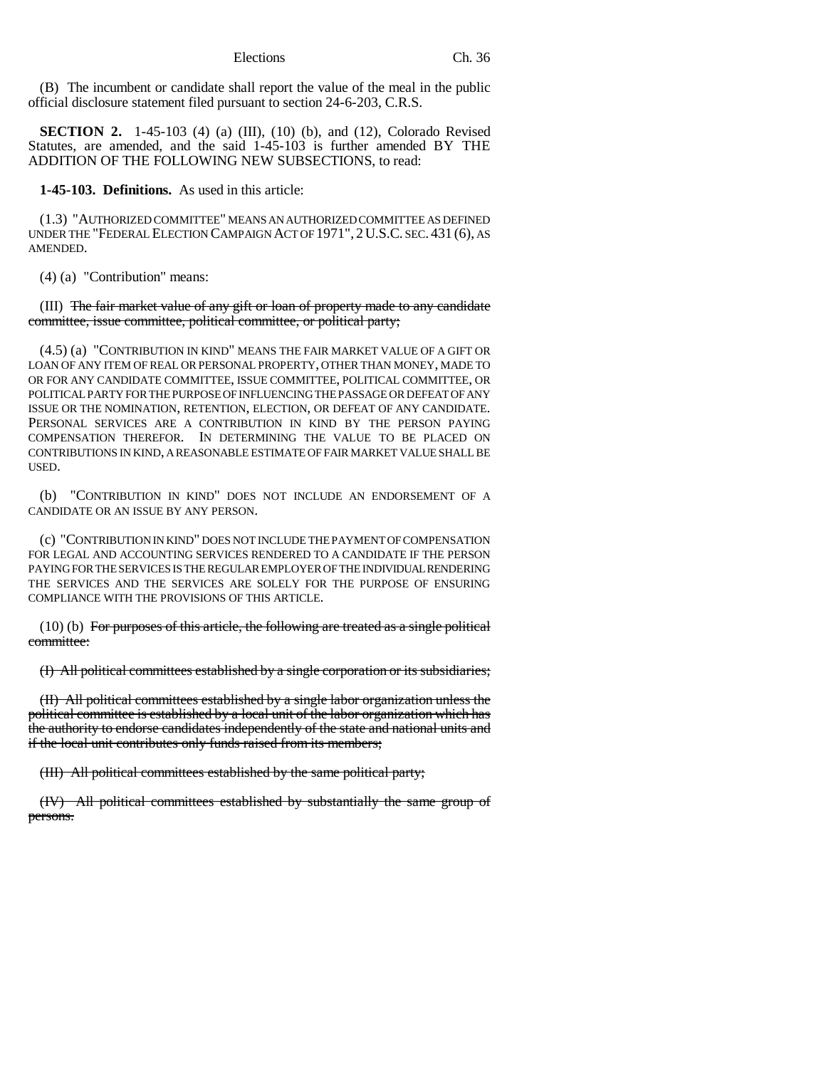(B) The incumbent or candidate shall report the value of the meal in the public official disclosure statement filed pursuant to section 24-6-203, C.R.S.

**SECTION 2.** 1-45-103 (4) (a) (III), (10) (b), and (12), Colorado Revised Statutes, are amended, and the said 1-45-103 is further amended BY THE ADDITION OF THE FOLLOWING NEW SUBSECTIONS, to read:

**1-45-103. Definitions.** As used in this article:

(1.3) "AUTHORIZED COMMITTEE" MEANS AN AUTHORIZED COMMITTEE AS DEFINED UNDER THE "FEDERAL ELECTION CAMPAIGN ACT OF 1971", 2 U.S.C. SEC. 431 (6), AS AMENDED.

(4) (a) "Contribution" means:

(III) ~~The fair market value of any gift or loan of property made to any candidate committee, issue committee, political committee, or political party;~~

(4.5) (a) "CONTRIBUTION IN KIND" MEANS THE FAIR MARKET VALUE OF A GIFT OR LOAN OF ANY ITEM OF REAL OR PERSONAL PROPERTY, OTHER THAN MONEY, MADE TO OR FOR ANY CANDIDATE COMMITTEE, ISSUE COMMITTEE, POLITICAL COMMITTEE, OR POLITICAL PARTY FOR THE PURPOSE OF INFLUENCING THE PASSAGE OR DEFEAT OF ANY ISSUE OR THE NOMINATION, RETENTION, ELECTION, OR DEFEAT OF ANY CANDIDATE. PERSONAL SERVICES ARE A CONTRIBUTION IN KIND BY THE PERSON PAYING COMPENSATION THEREFOR. IN DETERMINING THE VALUE TO BE PLACED ON CONTRIBUTIONS IN KIND, A REASONABLE ESTIMATE OF FAIR MARKET VALUE SHALL BE USED.

(b) "CONTRIBUTION IN KIND" DOES NOT INCLUDE AN ENDORSEMENT OF A CANDIDATE OR AN ISSUE BY ANY PERSON.

(c) "CONTRIBUTION IN KIND" DOES NOT INCLUDE THE PAYMENT OF COMPENSATION FOR LEGAL AND ACCOUNTING SERVICES RENDERED TO A CANDIDATE IF THE PERSON PAYING FOR THE SERVICES IS THE REGULAR EMPLOYER OF THE INDIVIDUAL RENDERING THE SERVICES AND THE SERVICES ARE SOLELY FOR THE PURPOSE OF ENSURING COMPLIANCE WITH THE PROVISIONS OF THIS ARTICLE.

(10) (b) ~~For purposes of this article, the following are treated as a single political committee:~~

~~(I) All political committees established by a single corporation or its subsidiaries;~~

~~(II) All political committees established by a single labor organization unless the political committee is established by a local unit of the labor organization which has the authority to endorse candidates independently of the state and national units and if the local unit contributes only funds raised from its members;~~

~~(III) All political committees established by the same political party;~~

~~(IV) All political committees established by substantially the same group of persons.~~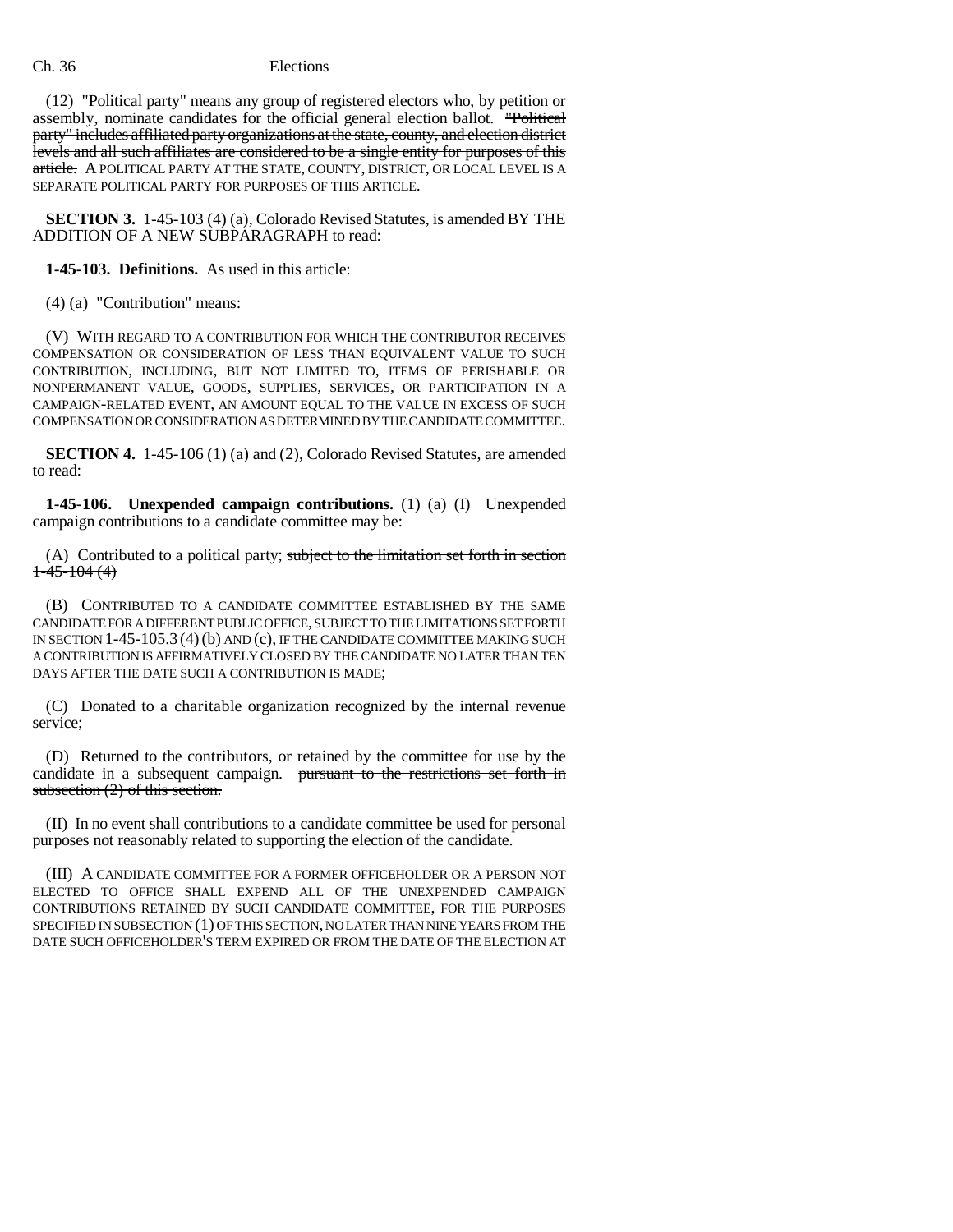(12) "Political party" means any group of registered electors who, by petition or assembly, nominate candidates for the official general election ballot. ~~"Political party" includes affiliated party organizations at the state, county, and election district levels and all such affiliates are considered to be a single entity for purposes of this article.~~ A POLITICAL PARTY AT THE STATE, COUNTY, DISTRICT, OR LOCAL LEVEL IS A SEPARATE POLITICAL PARTY FOR PURPOSES OF THIS ARTICLE.

**SECTION 3.** 1-45-103 (4) (a), Colorado Revised Statutes, is amended BY THE ADDITION OF A NEW SUBPARAGRAPH to read:

**1-45-103. Definitions.** As used in this article:

(4) (a) "Contribution" means:

(V) WITH REGARD TO A CONTRIBUTION FOR WHICH THE CONTRIBUTOR RECEIVES COMPENSATION OR CONSIDERATION OF LESS THAN EQUIVALENT VALUE TO SUCH CONTRIBUTION, INCLUDING, BUT NOT LIMITED TO, ITEMS OF PERISHABLE OR NONPERMANENT VALUE, GOODS, SUPPLIES, SERVICES, OR PARTICIPATION IN A CAMPAIGN-RELATED EVENT, AN AMOUNT EQUAL TO THE VALUE IN EXCESS OF SUCH COMPENSATION OR CONSIDERATION AS DETERMINED BY THE CANDIDATE COMMITTEE.

**SECTION 4.** 1-45-106 (1) (a) and (2), Colorado Revised Statutes, are amended to read:

**1-45-106. Unexpended campaign contributions.** (1) (a) (I) Unexpended campaign contributions to a candidate committee may be:

(A) Contributed to a political party; ~~subject to the limitation set forth in section 1-45-104 (4)~~

(B) CONTRIBUTED TO A CANDIDATE COMMITTEE ESTABLISHED BY THE SAME CANDIDATE FOR A DIFFERENT PUBLIC OFFICE, SUBJECT TO THE LIMITATIONS SET FORTH IN SECTION 1-45-105.3 (4) (b) AND (c), IF THE CANDIDATE COMMITTEE MAKING SUCH A CONTRIBUTION IS AFFIRMATIVELY CLOSED BY THE CANDIDATE NO LATER THAN TEN DAYS AFTER THE DATE SUCH A CONTRIBUTION IS MADE;

(C) Donated to a charitable organization recognized by the internal revenue service;

(D) Returned to the contributors, or retained by the committee for use by the candidate in a subsequent campaign. ~~pursuant to the restrictions set forth in subsection (2) of this section.~~

(II) In no event shall contributions to a candidate committee be used for personal purposes not reasonably related to supporting the election of the candidate.

(III) A CANDIDATE COMMITTEE FOR A FORMER OFFICEHOLDER OR A PERSON NOT ELECTED TO OFFICE SHALL EXPEND ALL OF THE UNEXPENDED CAMPAIGN CONTRIBUTIONS RETAINED BY SUCH CANDIDATE COMMITTEE, FOR THE PURPOSES SPECIFIED IN SUBSECTION (1) OF THIS SECTION, NO LATER THAN NINE YEARS FROM THE DATE SUCH OFFICEHOLDER'S TERM EXPIRED OR FROM THE DATE OF THE ELECTION AT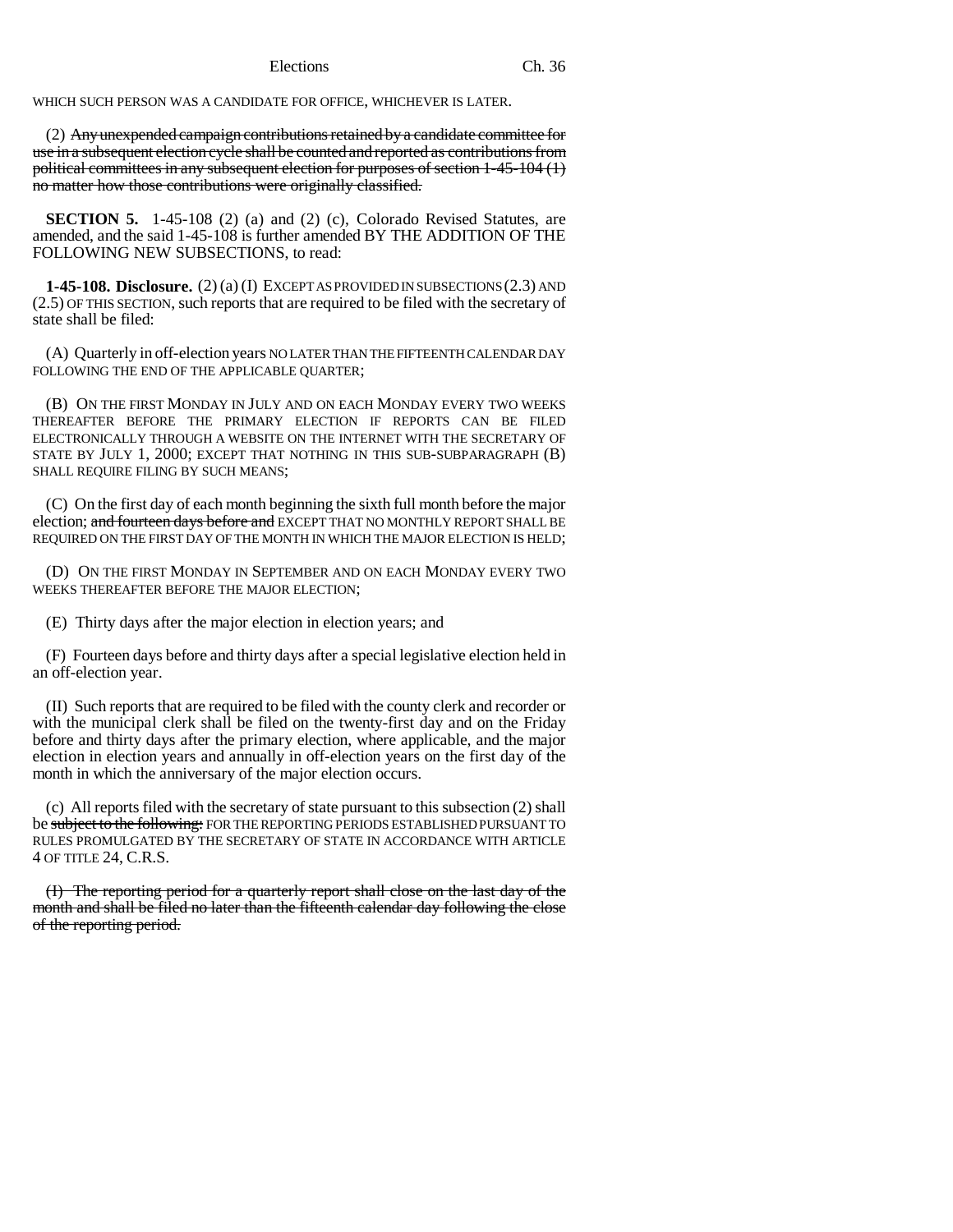WHICH SUCH PERSON WAS A CANDIDATE FOR OFFICE, WHICHEVER IS LATER.

(2) ~~Any unexpended campaign contributions retained by a candidate committee for use in a subsequent election cycle shall be counted and reported as contributions from political committees in any subsequent election for purposes of section 1-45-104 (1) no matter how those contributions were originally classified.~~

**SECTION 5.** 1-45-108 (2) (a) and (2) (c), Colorado Revised Statutes, are amended, and the said 1-45-108 is further amended BY THE ADDITION OF THE FOLLOWING NEW SUBSECTIONS, to read:

**1-45-108. Disclosure.** (2) (a) (I) EXCEPT AS PROVIDED IN SUBSECTIONS (2.3) AND (2.5) OF THIS SECTION, such reports that are required to be filed with the secretary of state shall be filed:

(A) Quarterly in off-election years NO LATER THAN THE FIFTEENTH CALENDAR DAY FOLLOWING THE END OF THE APPLICABLE QUARTER;

(B) ON THE FIRST MONDAY IN JULY AND ON EACH MONDAY EVERY TWO WEEKS THEREAFTER BEFORE THE PRIMARY ELECTION IF REPORTS CAN BE FILED ELECTRONICALLY THROUGH A WEBSITE ON THE INTERNET WITH THE SECRETARY OF STATE BY JULY 1, 2000; EXCEPT THAT NOTHING IN THIS SUB-SUBPARAGRAPH (B) SHALL REQUIRE FILING BY SUCH MEANS;

(C) On the first day of each month beginning the sixth full month before the major election; ~~and fourteen days before and~~ EXCEPT THAT NO MONTHLY REPORT SHALL BE REQUIRED ON THE FIRST DAY OF THE MONTH IN WHICH THE MAJOR ELECTION IS HELD;

(D) ON THE FIRST MONDAY IN SEPTEMBER AND ON EACH MONDAY EVERY TWO WEEKS THEREAFTER BEFORE THE MAJOR ELECTION;

(E) Thirty days after the major election in election years; and

(F) Fourteen days before and thirty days after a special legislative election held in an off-election year.

(II) Such reports that are required to be filed with the county clerk and recorder or with the municipal clerk shall be filed on the twenty-first day and on the Friday before and thirty days after the primary election, where applicable, and the major election in election years and annually in off-election years on the first day of the month in which the anniversary of the major election occurs.

(c) All reports filed with the secretary of state pursuant to this subsection (2) shall be ~~subject to the following:~~ FOR THE REPORTING PERIODS ESTABLISHED PURSUANT TO RULES PROMULGATED BY THE SECRETARY OF STATE IN ACCORDANCE WITH ARTICLE 4 OF TITLE 24, C.R.S.

~~(I) The reporting period for a quarterly report shall close on the last day of the month and shall be filed no later than the fifteenth calendar day following the close of the reporting period.~~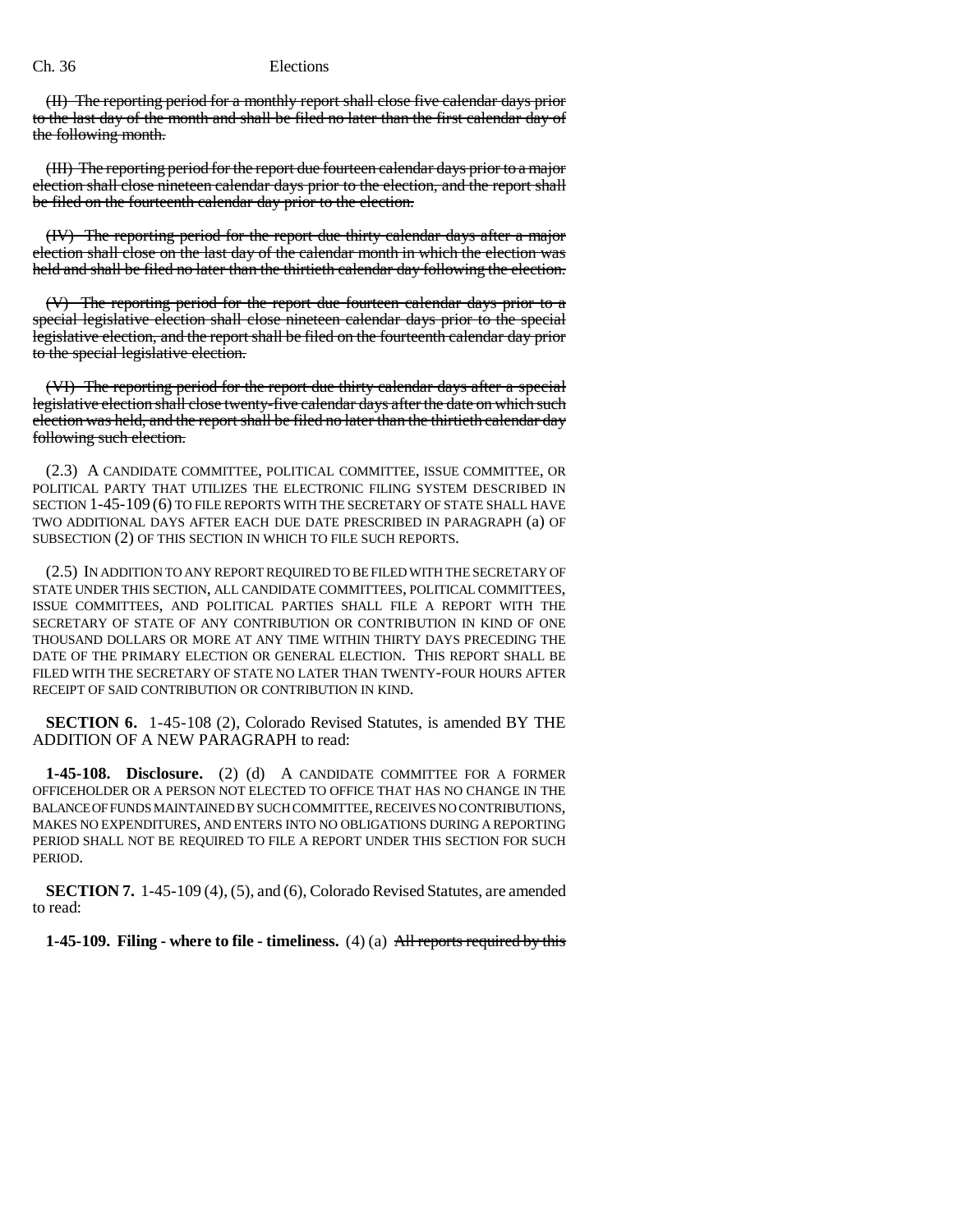(II) The reporting period for a monthly report shall close five calendar days prior to the last day of the month and shall be filed no later than the first calendar day of the following month.

(III) The reporting period for the report due fourteen calendar days prior to a major election shall close nineteen calendar days prior to the election, and the report shall be filed on the fourteenth calendar day prior to the election.

(IV) The reporting period for the report due thirty calendar days after a major election shall close on the last day of the calendar month in which the election was held and shall be filed no later than the thirtieth calendar day following the election.

(V) The reporting period for the report due fourteen calendar days prior to a special legislative election shall close nineteen calendar days prior to the special legislative election, and the report shall be filed on the fourteenth calendar day prior to the special legislative election.

(VI) The reporting period for the report due thirty calendar days after a special legislative election shall close twenty-five calendar days after the date on which such election was held, and the report shall be filed no later than the thirtieth calendar day following such election.

(2.3) A CANDIDATE COMMITTEE, POLITICAL COMMITTEE, ISSUE COMMITTEE, OR POLITICAL PARTY THAT UTILIZES THE ELECTRONIC FILING SYSTEM DESCRIBED IN SECTION 1-45-109 (6) TO FILE REPORTS WITH THE SECRETARY OF STATE SHALL HAVE TWO ADDITIONAL DAYS AFTER EACH DUE DATE PRESCRIBED IN PARAGRAPH (a) OF SUBSECTION (2) OF THIS SECTION IN WHICH TO FILE SUCH REPORTS.

(2.5) IN ADDITION TO ANY REPORT REQUIRED TO BE FILED WITH THE SECRETARY OF STATE UNDER THIS SECTION, ALL CANDIDATE COMMITTEES, POLITICAL COMMITTEES, ISSUE COMMITTEES, AND POLITICAL PARTIES SHALL FILE A REPORT WITH THE SECRETARY OF STATE OF ANY CONTRIBUTION OR CONTRIBUTION IN KIND OF ONE THOUSAND DOLLARS OR MORE AT ANY TIME WITHIN THIRTY DAYS PRECEDING THE DATE OF THE PRIMARY ELECTION OR GENERAL ELECTION. THIS REPORT SHALL BE FILED WITH THE SECRETARY OF STATE NO LATER THAN TWENTY-FOUR HOURS AFTER RECEIPT OF SAID CONTRIBUTION OR CONTRIBUTION IN KIND.

**SECTION 6.** 1-45-108 (2), Colorado Revised Statutes, is amended BY THE ADDITION OF A NEW PARAGRAPH to read:

**1-45-108. Disclosure.** (2) (d) A CANDIDATE COMMITTEE FOR A FORMER OFFICEHOLDER OR A PERSON NOT ELECTED TO OFFICE THAT HAS NO CHANGE IN THE BALANCE OF FUNDS MAINTAINED BY SUCH COMMITTEE, RECEIVES NO CONTRIBUTIONS, MAKES NO EXPENDITURES, AND ENTERS INTO NO OBLIGATIONS DURING A REPORTING PERIOD SHALL NOT BE REQUIRED TO FILE A REPORT UNDER THIS SECTION FOR SUCH PERIOD.

**SECTION 7.** 1-45-109 (4), (5), and (6), Colorado Revised Statutes, are amended to read:

**1-45-109. Filing - where to file - timeliness.** (4) (a) All reports required by this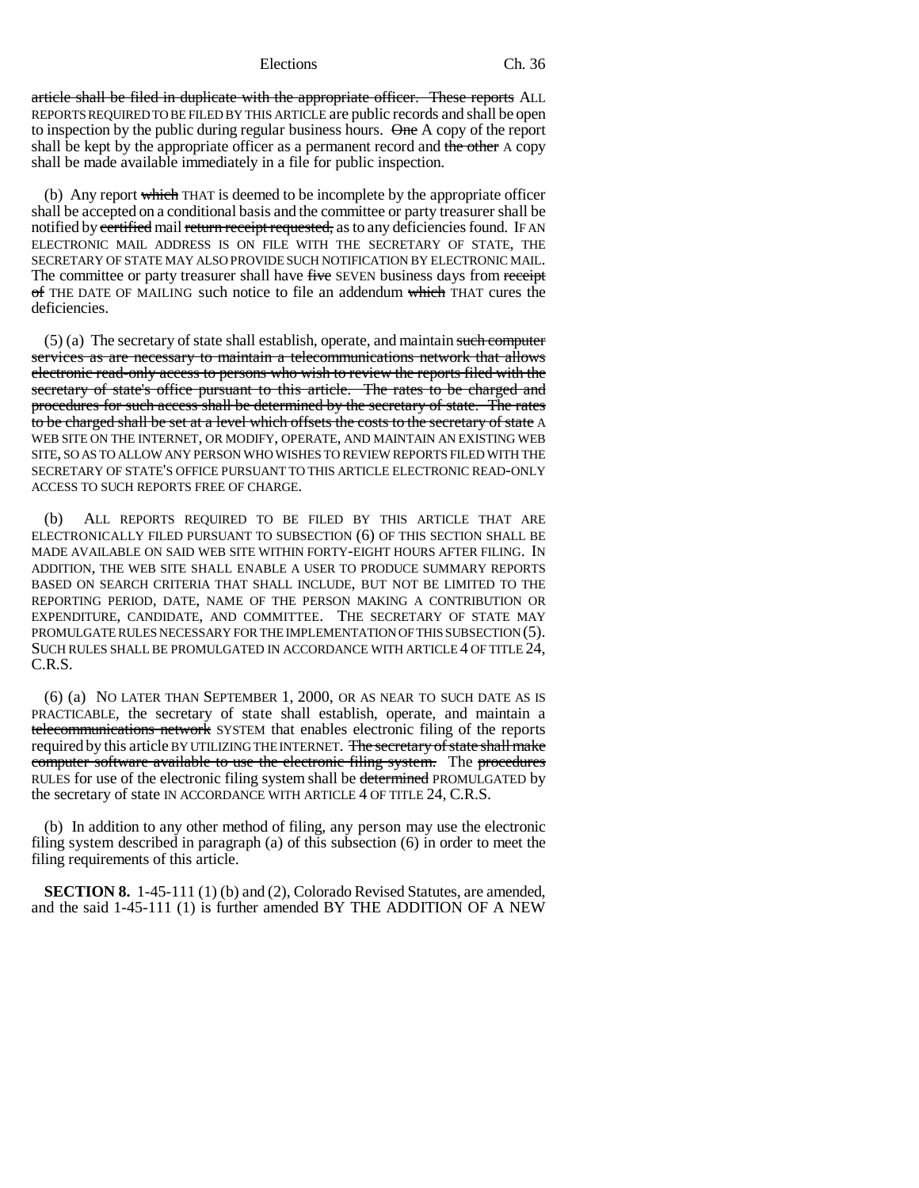article shall be filed in duplicate with the appropriate officer. These reports ALL REPORTS REQUIRED TO BE FILED BY THIS ARTICLE are public records and shall be open to inspection by the public during regular business hours. One A copy of the report shall be kept by the appropriate officer as a permanent record and the other A copy shall be made available immediately in a file for public inspection.

(b) Any report which THAT is deemed to be incomplete by the appropriate officer shall be accepted on a conditional basis and the committee or party treasurer shall be notified by certified mail return receipt requested, as to any deficiencies found. IF AN ELECTRONIC MAIL ADDRESS IS ON FILE WITH THE SECRETARY OF STATE, THE SECRETARY OF STATE MAY ALSO PROVIDE SUCH NOTIFICATION BY ELECTRONIC MAIL. The committee or party treasurer shall have five SEVEN business days from receipt of THE DATE OF MAILING such notice to file an addendum which THAT cures the deficiencies.

(5) (a) The secretary of state shall establish, operate, and maintain such computer services as are necessary to maintain a telecommunications network that allows electronic read-only access to persons who wish to review the reports filed with the secretary of state's office pursuant to this article. The rates to be charged and procedures for such access shall be determined by the secretary of state. The rates to be charged shall be set at a level which offsets the costs to the secretary of state A WEB SITE ON THE INTERNET, OR MODIFY, OPERATE, AND MAINTAIN AN EXISTING WEB SITE, SO AS TO ALLOW ANY PERSON WHO WISHES TO REVIEW REPORTS FILED WITH THE SECRETARY OF STATE'S OFFICE PURSUANT TO THIS ARTICLE ELECTRONIC READ-ONLY ACCESS TO SUCH REPORTS FREE OF CHARGE.

(b) ALL REPORTS REQUIRED TO BE FILED BY THIS ARTICLE THAT ARE ELECTRONICALLY FILED PURSUANT TO SUBSECTION (6) OF THIS SECTION SHALL BE MADE AVAILABLE ON SAID WEB SITE WITHIN FORTY-EIGHT HOURS AFTER FILING. IN ADDITION, THE WEB SITE SHALL ENABLE A USER TO PRODUCE SUMMARY REPORTS BASED ON SEARCH CRITERIA THAT SHALL INCLUDE, BUT NOT BE LIMITED TO THE REPORTING PERIOD, DATE, NAME OF THE PERSON MAKING A CONTRIBUTION OR EXPENDITURE, CANDIDATE, AND COMMITTEE. THE SECRETARY OF STATE MAY PROMULGATE RULES NECESSARY FOR THE IMPLEMENTATION OF THIS SUBSECTION (5). SUCH RULES SHALL BE PROMULGATED IN ACCORDANCE WITH ARTICLE 4 OF TITLE 24, C.R.S.

(6) (a) NO LATER THAN SEPTEMBER 1, 2000, OR AS NEAR TO SUCH DATE AS IS PRACTICABLE, the secretary of state shall establish, operate, and maintain a telecommunications network SYSTEM that enables electronic filing of the reports required by this article BY UTILIZING THE INTERNET. The secretary of state shall make computer software available to use the electronic filing system. The procedures RULES for use of the electronic filing system shall be determined PROMULGATED by the secretary of state IN ACCORDANCE WITH ARTICLE 4 OF TITLE 24, C.R.S.

(b) In addition to any other method of filing, any person may use the electronic filing system described in paragraph (a) of this subsection (6) in order to meet the filing requirements of this article.

**SECTION 8.** 1-45-111 (1) (b) and (2), Colorado Revised Statutes, are amended, and the said 1-45-111 (1) is further amended BY THE ADDITION OF A NEW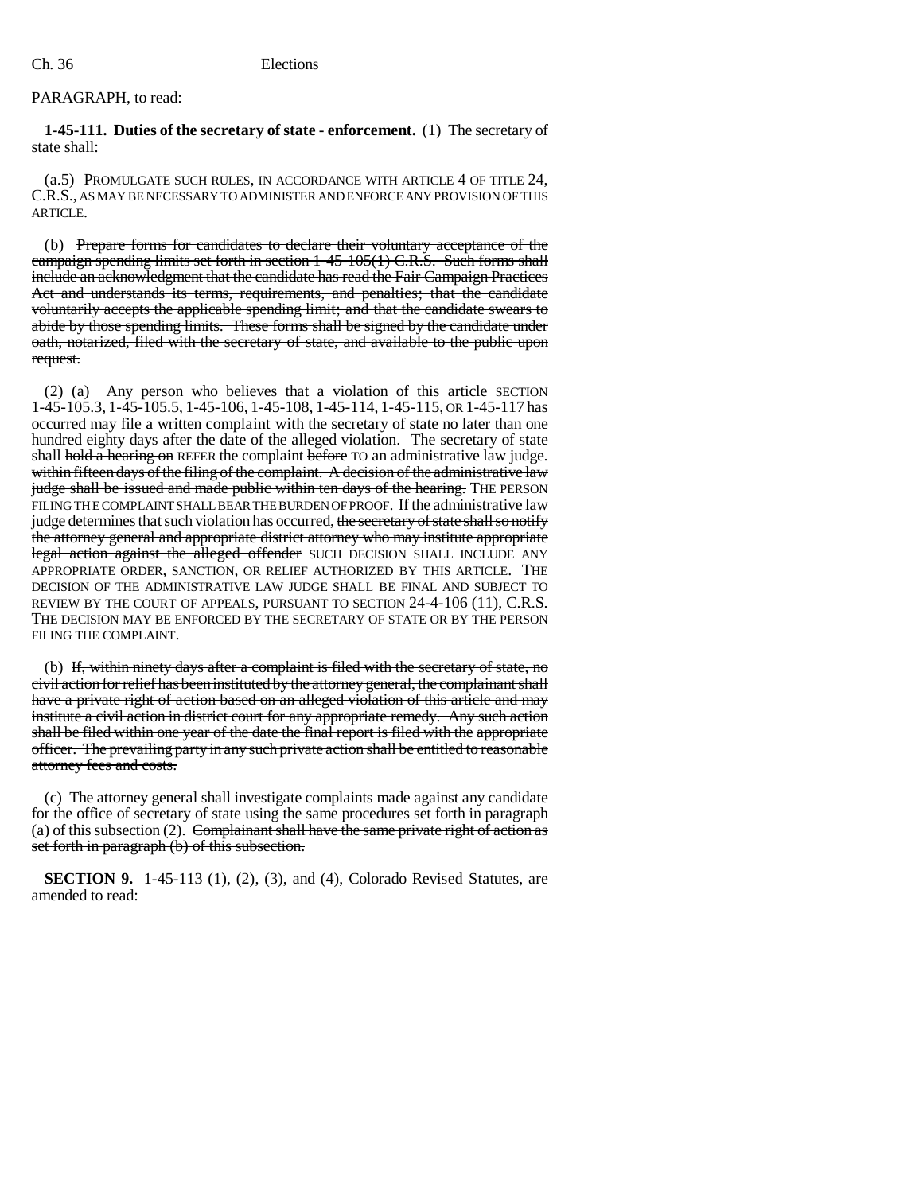PARAGRAPH, to read:

**1-45-111. Duties of the secretary of state - enforcement.** (1) The secretary of state shall:

(a.5) PROMULGATE SUCH RULES, IN ACCORDANCE WITH ARTICLE 4 OF TITLE 24, C.R.S., AS MAY BE NECESSARY TO ADMINISTER AND ENFORCE ANY PROVISION OF THIS ARTICLE.

(b) ~~Prepare forms for candidates to declare their voluntary acceptance of the campaign spending limits set forth in section 1-45-105(1) C.R.S. Such forms shall include an acknowledgment that the candidate has read the Fair Campaign Practices Act and understands its terms, requirements, and penalties; that the candidate voluntarily accepts the applicable spending limit; and that the candidate swears to abide by those spending limits. These forms shall be signed by the candidate under oath, notarized, filed with the secretary of state, and available to the public upon request.~~

(2) (a) Any person who believes that a violation of ~~this article~~ SECTION 1-45-105.3, 1-45-105.5, 1-45-106, 1-45-108, 1-45-114, 1-45-115, OR 1-45-117 has occurred may file a written complaint with the secretary of state no later than one hundred eighty days after the date of the alleged violation. The secretary of state shall ~~hold a hearing on~~ REFER the complaint ~~before~~ TO an administrative law judge. ~~within fifteen days of the filing of the complaint. A decision of the administrative law judge shall be issued and made public within ten days of the hearing.~~ THE PERSON FILING THE COMPLAINT SHALL BEAR THE BURDEN OF PROOF. If the administrative law judge determines that such violation has occurred, ~~the secretary of state shall so notify the attorney general and appropriate district attorney who may institute appropriate legal action against the alleged offender~~ SUCH DECISION SHALL INCLUDE ANY APPROPRIATE ORDER, SANCTION, OR RELIEF AUTHORIZED BY THIS ARTICLE. THE DECISION OF THE ADMINISTRATIVE LAW JUDGE SHALL BE FINAL AND SUBJECT TO REVIEW BY THE COURT OF APPEALS, PURSUANT TO SECTION 24-4-106 (11), C.R.S. THE DECISION MAY BE ENFORCED BY THE SECRETARY OF STATE OR BY THE PERSON FILING THE COMPLAINT.

(b) ~~If, within ninety days after a complaint is filed with the secretary of state, no civil action for relief has been instituted by the attorney general, the complainant shall have a private right of action based on an alleged violation of this article and may institute a civil action in district court for any appropriate remedy. Any such action shall be filed within one year of the date the final report is filed with the appropriate officer. The prevailing party in any such private action shall be entitled to reasonable attorney fees and costs.~~

(c) The attorney general shall investigate complaints made against any candidate for the office of secretary of state using the same procedures set forth in paragraph (a) of this subsection (2). ~~Complainant shall have the same private right of action as set forth in paragraph (b) of this subsection.~~

**SECTION 9.** 1-45-113 (1), (2), (3), and (4), Colorado Revised Statutes, are amended to read: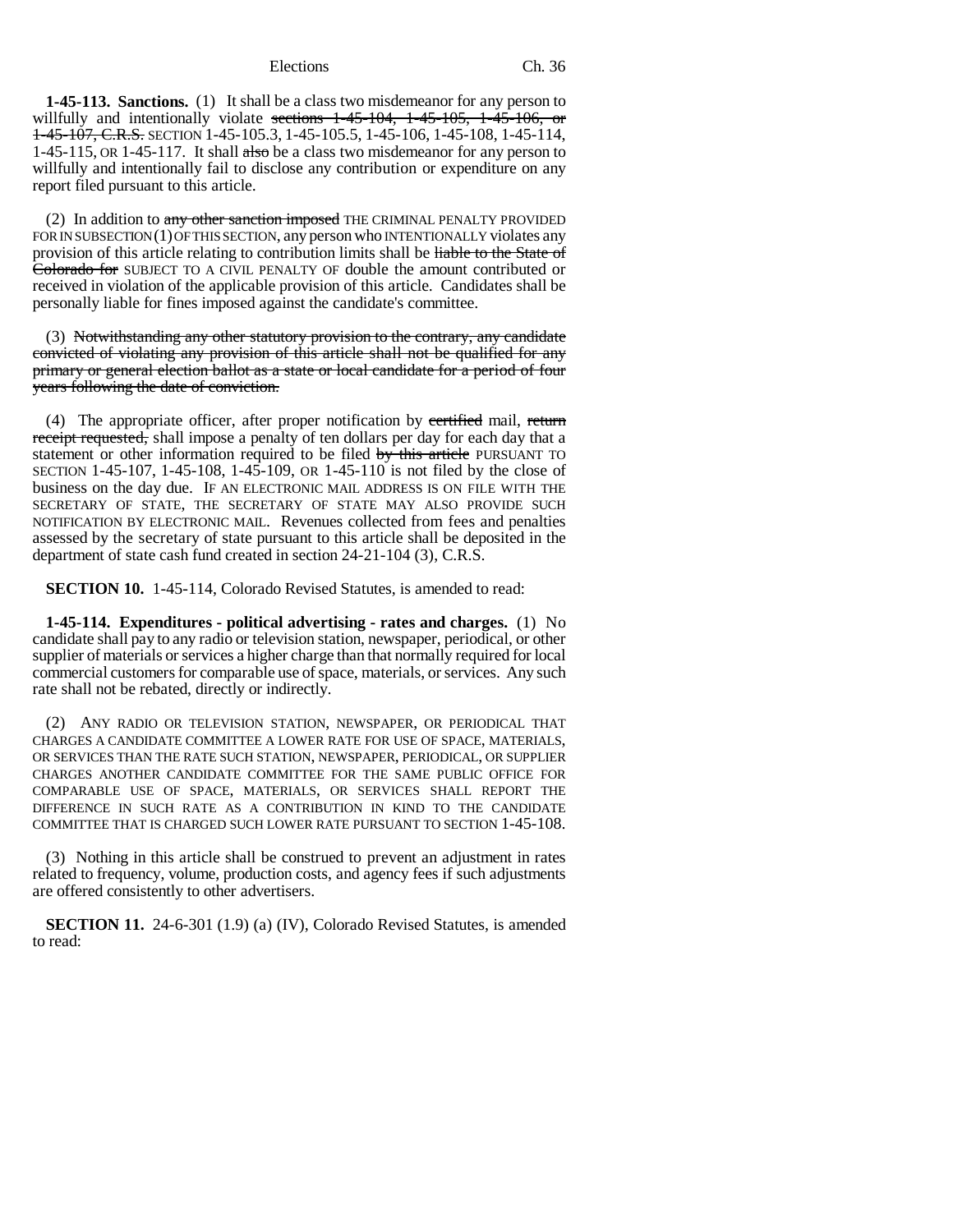**1-45-113. Sanctions.** (1) It shall be a class two misdemeanor for any person to willfully and intentionally violate sections 1-45-104, 1-45-105, 1-45-106, or 1-45-107, C.R.S. SECTION 1-45-105.3, 1-45-105.5, 1-45-106, 1-45-108, 1-45-114, 1-45-115, OR 1-45-117. It shall also be a class two misdemeanor for any person to willfully and intentionally fail to disclose any contribution or expenditure on any report filed pursuant to this article.

(2) In addition to any other sanction imposed THE CRIMINAL PENALTY PROVIDED FOR IN SUBSECTION (1) OF THIS SECTION, any person who INTENTIONALLY violates any provision of this article relating to contribution limits shall be liable to the State of Colorado for SUBJECT TO A CIVIL PENALTY OF double the amount contributed or received in violation of the applicable provision of this article. Candidates shall be personally liable for fines imposed against the candidate's committee.

(3) Notwithstanding any other statutory provision to the contrary, any candidate convicted of violating any provision of this article shall not be qualified for any primary or general election ballot as a state or local candidate for a period of four years following the date of conviction.

(4) The appropriate officer, after proper notification by certified mail, return receipt requested, shall impose a penalty of ten dollars per day for each day that a statement or other information required to be filed by this article PURSUANT TO SECTION 1-45-107, 1-45-108, 1-45-109, OR 1-45-110 is not filed by the close of business on the day due. IF AN ELECTRONIC MAIL ADDRESS IS ON FILE WITH THE SECRETARY OF STATE, THE SECRETARY OF STATE MAY ALSO PROVIDE SUCH NOTIFICATION BY ELECTRONIC MAIL. Revenues collected from fees and penalties assessed by the secretary of state pursuant to this article shall be deposited in the department of state cash fund created in section 24-21-104 (3), C.R.S.

**SECTION 10.** 1-45-114, Colorado Revised Statutes, is amended to read:

**1-45-114. Expenditures - political advertising - rates and charges.** (1) No candidate shall pay to any radio or television station, newspaper, periodical, or other supplier of materials or services a higher charge than that normally required for local commercial customers for comparable use of space, materials, or services. Any such rate shall not be rebated, directly or indirectly.

(2) ANY RADIO OR TELEVISION STATION, NEWSPAPER, OR PERIODICAL THAT CHARGES A CANDIDATE COMMITTEE A LOWER RATE FOR USE OF SPACE, MATERIALS, OR SERVICES THAN THE RATE SUCH STATION, NEWSPAPER, PERIODICAL, OR SUPPLIER CHARGES ANOTHER CANDIDATE COMMITTEE FOR THE SAME PUBLIC OFFICE FOR COMPARABLE USE OF SPACE, MATERIALS, OR SERVICES SHALL REPORT THE DIFFERENCE IN SUCH RATE AS A CONTRIBUTION IN KIND TO THE CANDIDATE COMMITTEE THAT IS CHARGED SUCH LOWER RATE PURSUANT TO SECTION 1-45-108.

(3) Nothing in this article shall be construed to prevent an adjustment in rates related to frequency, volume, production costs, and agency fees if such adjustments are offered consistently to other advertisers.

**SECTION 11.** 24-6-301 (1.9) (a) (IV), Colorado Revised Statutes, is amended to read: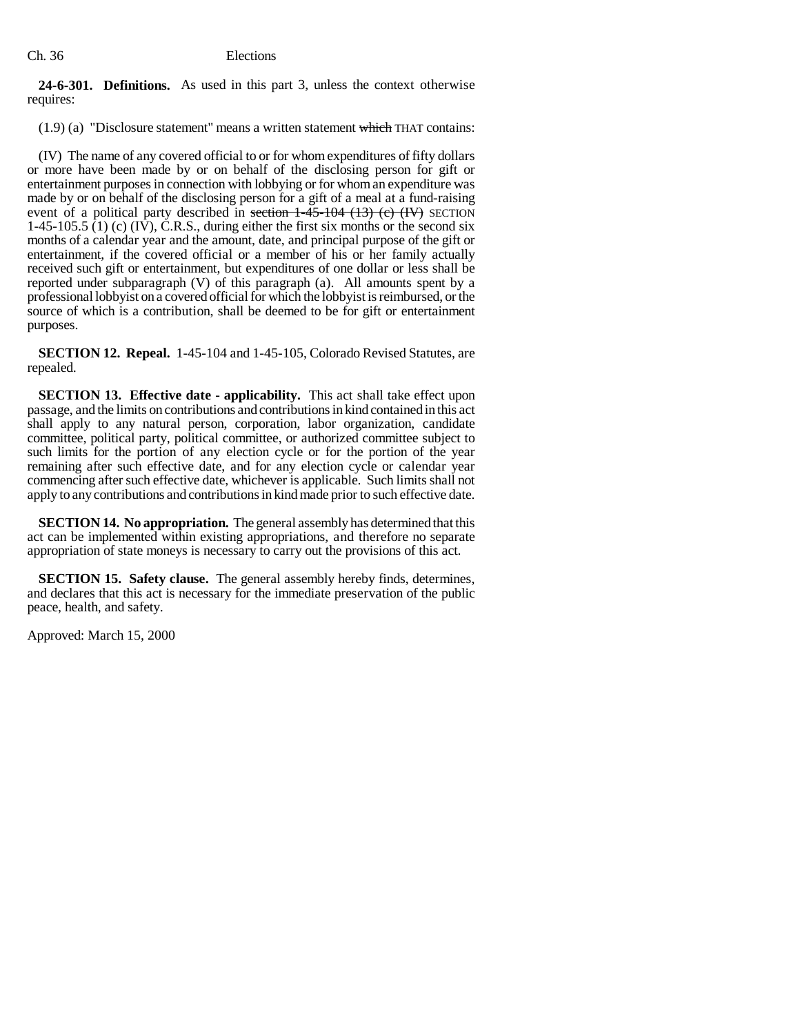**24-6-301. Definitions.** As used in this part 3, unless the context otherwise requires:

(1.9) (a) "Disclosure statement" means a written statement ~~which~~ THAT contains:

(IV) The name of any covered official to or for whom expenditures of fifty dollars or more have been made by or on behalf of the disclosing person for gift or entertainment purposes in connection with lobbying or for whom an expenditure was made by or on behalf of the disclosing person for a gift of a meal at a fund-raising event of a political party described in ~~section 1-45-104 (13) (c) (IV)~~ SECTION 1-45-105.5 (1) (c) (IV), C.R.S., during either the first six months or the second six months of a calendar year and the amount, date, and principal purpose of the gift or entertainment, if the covered official or a member of his or her family actually received such gift or entertainment, but expenditures of one dollar or less shall be reported under subparagraph (V) of this paragraph (a). All amounts spent by a professional lobbyist on a covered official for which the lobbyist is reimbursed, or the source of which is a contribution, shall be deemed to be for gift or entertainment purposes.

**SECTION 12. Repeal.** 1-45-104 and 1-45-105, Colorado Revised Statutes, are repealed.

**SECTION 13. Effective date - applicability.** This act shall take effect upon passage, and the limits on contributions and contributions in kind contained in this act shall apply to any natural person, corporation, labor organization, candidate committee, political party, political committee, or authorized committee subject to such limits for the portion of any election cycle or for the portion of the year remaining after such effective date, and for any election cycle or calendar year commencing after such effective date, whichever is applicable. Such limits shall not apply to any contributions and contributions in kind made prior to such effective date.

**SECTION 14. No appropriation.** The general assembly has determined that this act can be implemented within existing appropriations, and therefore no separate appropriation of state moneys is necessary to carry out the provisions of this act.

**SECTION 15. Safety clause.** The general assembly hereby finds, determines, and declares that this act is necessary for the immediate preservation of the public peace, health, and safety.

Approved: March 15, 2000